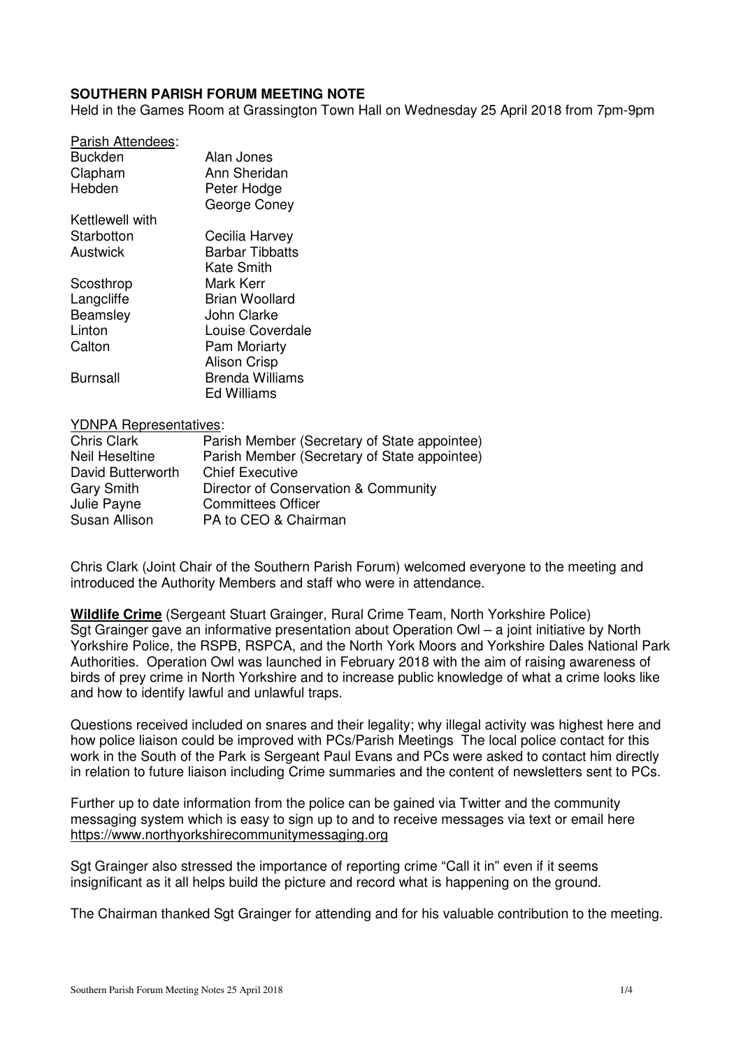**SOUTHERN PARISH FORUM MEETING NOTE**

Held in the Games Room at Grassington Town Hall on Wednesday 25 April 2018 from 7pm-9pm

Parish Attendees:

| | |
|---|---|
| Buckden | Alan Jones |
| Clapham | Ann Sheridan |
| Hebden | Peter Hodge |
| | George Coney |
| Kettlewell with Starbotton | Cecilia Harvey |
| Austwick | Barbar Tibbatts |
| | Kate Smith |
| Scosthrop | Mark Kerr |
| Langcliffe | Brian Woollard |
| Beamsley | John Clarke |
| Linton | Louise Coverdale |
| Calton | Pam Moriarty |
| | Alison Crisp |
| Burnsall | Brenda Williams |
| | Ed Williams |

YDNPA Representatives:

| | |
|---|---|
| Chris Clark | Parish Member (Secretary of State appointee) |
| Neil Heseltine | Parish Member (Secretary of State appointee) |
| David Butterworth | Chief Executive |
| Gary Smith | Director of Conservation & Community |
| Julie Payne | Committees Officer |
| Susan Allison | PA to CEO & Chairman |

Chris Clark (Joint Chair of the Southern Parish Forum) welcomed everyone to the meeting and introduced the Authority Members and staff who were in attendance.

**Wildlife Crime** (Sergeant Stuart Grainger, Rural Crime Team, North Yorkshire Police)
Sgt Grainger gave an informative presentation about Operation Owl – a joint initiative by North Yorkshire Police, the RSPB, RSPCA, and the North York Moors and Yorkshire Dales National Park Authorities. Operation Owl was launched in February 2018 with the aim of raising awareness of birds of prey crime in North Yorkshire and to increase public knowledge of what a crime looks like and how to identify lawful and unlawful traps.

Questions received included on snares and their legality; why illegal activity was highest here and how police liaison could be improved with PCs/Parish Meetings The local police contact for this work in the South of the Park is Sergeant Paul Evans and PCs were asked to contact him directly in relation to future liaison including Crime summaries and the content of newsletters sent to PCs.

Further up to date information from the police can be gained via Twitter and the community messaging system which is easy to sign up to and to receive messages via text or email here https://www.northyorkshirecommunitymessaging.org

Sgt Grainger also stressed the importance of reporting crime "Call it in" even if it seems insignificant as it all helps build the picture and record what is happening on the ground.

The Chairman thanked Sgt Grainger for attending and for his valuable contribution to the meeting.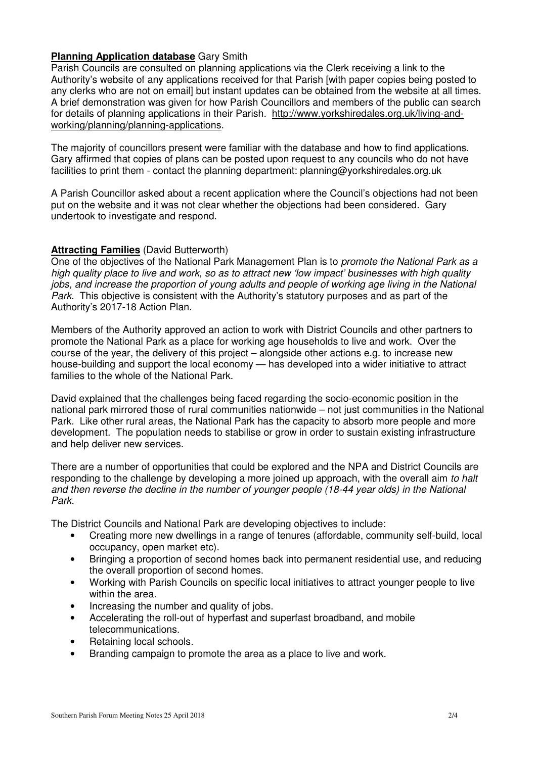**Planning Application database** Gary Smith

Parish Councils are consulted on planning applications via the Clerk receiving a link to the Authority's website of any applications received for that Parish [with paper copies being posted to any clerks who are not on email] but instant updates can be obtained from the website at all times. A brief demonstration was given for how Parish Councillors and members of the public can search for details of planning applications in their Parish. http://www.yorkshiredales.org.uk/living-and-working/planning/planning-applications.

The majority of councillors present were familiar with the database and how to find applications. Gary affirmed that copies of plans can be posted upon request to any councils who do not have facilities to print them - contact the planning department: planning@yorkshiredales.org.uk

A Parish Councillor asked about a recent application where the Council's objections had not been put on the website and it was not clear whether the objections had been considered. Gary undertook to investigate and respond.

**Attracting Families** (David Butterworth)

One of the objectives of the National Park Management Plan is to *promote the National Park as a high quality place to live and work, so as to attract new 'low impact' businesses with high quality jobs, and increase the proportion of young adults and people of working age living in the National Park.* This objective is consistent with the Authority's statutory purposes and as part of the Authority's 2017-18 Action Plan.

Members of the Authority approved an action to work with District Councils and other partners to promote the National Park as a place for working age households to live and work. Over the course of the year, the delivery of this project – alongside other actions e.g. to increase new house-building and support the local economy — has developed into a wider initiative to attract families to the whole of the National Park.

David explained that the challenges being faced regarding the socio-economic position in the national park mirrored those of rural communities nationwide – not just communities in the National Park. Like other rural areas, the National Park has the capacity to absorb more people and more development. The population needs to stabilise or grow in order to sustain existing infrastructure and help deliver new services.

There are a number of opportunities that could be explored and the NPA and District Councils are responding to the challenge by developing a more joined up approach, with the overall aim *to halt and then reverse the decline in the number of younger people (18-44 year olds) in the National Park.*

The District Councils and National Park are developing objectives to include:

- Creating more new dwellings in a range of tenures (affordable, community self-build, local occupancy, open market etc).
- Bringing a proportion of second homes back into permanent residential use, and reducing the overall proportion of second homes.
- Working with Parish Councils on specific local initiatives to attract younger people to live within the area.
- Increasing the number and quality of jobs.
- Accelerating the roll-out of hyperfast and superfast broadband, and mobile telecommunications.
- Retaining local schools.
- Branding campaign to promote the area as a place to live and work.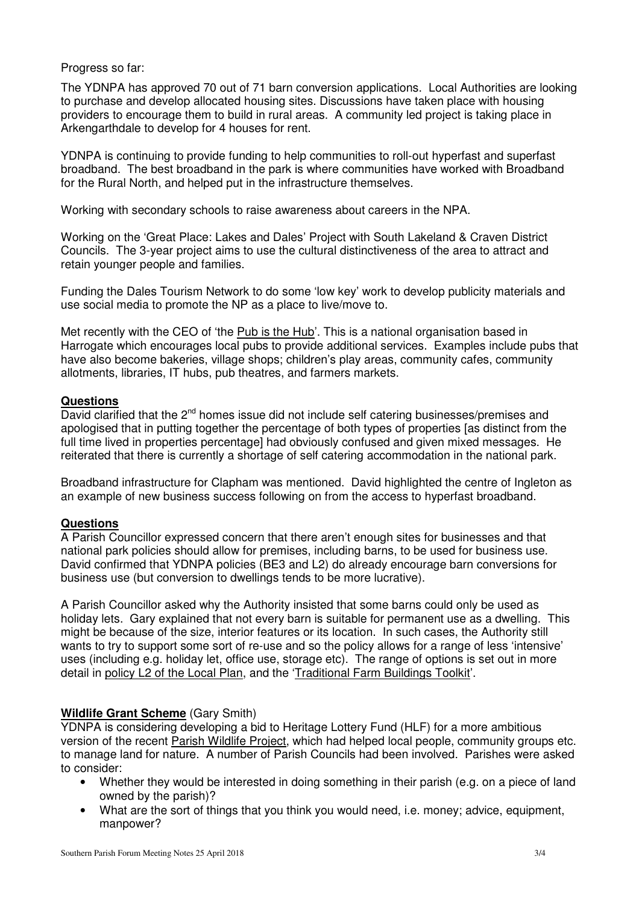Progress so far:

The YDNPA has approved 70 out of 71 barn conversion applications. Local Authorities are looking to purchase and develop allocated housing sites. Discussions have taken place with housing providers to encourage them to build in rural areas. A community led project is taking place in Arkengarthdale to develop for 4 houses for rent.

YDNPA is continuing to provide funding to help communities to roll-out hyperfast and superfast broadband. The best broadband in the park is where communities have worked with Broadband for the Rural North, and helped put in the infrastructure themselves.

Working with secondary schools to raise awareness about careers in the NPA.

Working on the 'Great Place: Lakes and Dales' Project with South Lakeland & Craven District Councils. The 3-year project aims to use the cultural distinctiveness of the area to attract and retain younger people and families.

Funding the Dales Tourism Network to do some 'low key' work to develop publicity materials and use social media to promote the NP as a place to live/move to.

Met recently with the CEO of 'the Pub is the Hub'. This is a national organisation based in Harrogate which encourages local pubs to provide additional services. Examples include pubs that have also become bakeries, village shops; children's play areas, community cafes, community allotments, libraries, IT hubs, pub theatres, and farmers markets.

**Questions**

David clarified that the 2nd homes issue did not include self catering businesses/premises and apologised that in putting together the percentage of both types of properties [as distinct from the full time lived in properties percentage] had obviously confused and given mixed messages. He reiterated that there is currently a shortage of self catering accommodation in the national park.

Broadband infrastructure for Clapham was mentioned. David highlighted the centre of Ingleton as an example of new business success following on from the access to hyperfast broadband.

**Questions**

A Parish Councillor expressed concern that there aren't enough sites for businesses and that national park policies should allow for premises, including barns, to be used for business use. David confirmed that YDNPA policies (BE3 and L2) do already encourage barn conversions for business use (but conversion to dwellings tends to be more lucrative).

A Parish Councillor asked why the Authority insisted that some barns could only be used as holiday lets. Gary explained that not every barn is suitable for permanent use as a dwelling. This might be because of the size, interior features or its location. In such cases, the Authority still wants to try to support some sort of re-use and so the policy allows for a range of less 'intensive' uses (including e.g. holiday let, office use, storage etc). The range of options is set out in more detail in policy L2 of the Local Plan, and the 'Traditional Farm Buildings Toolkit'.

**Wildlife Grant Scheme** (Gary Smith)

YDNPA is considering developing a bid to Heritage Lottery Fund (HLF) for a more ambitious version of the recent Parish Wildlife Project, which had helped local people, community groups etc. to manage land for nature. A number of Parish Councils had been involved. Parishes were asked to consider:

- Whether they would be interested in doing something in their parish (e.g. on a piece of land owned by the parish)?
- What are the sort of things that you think you would need, i.e. money; advice, equipment, manpower?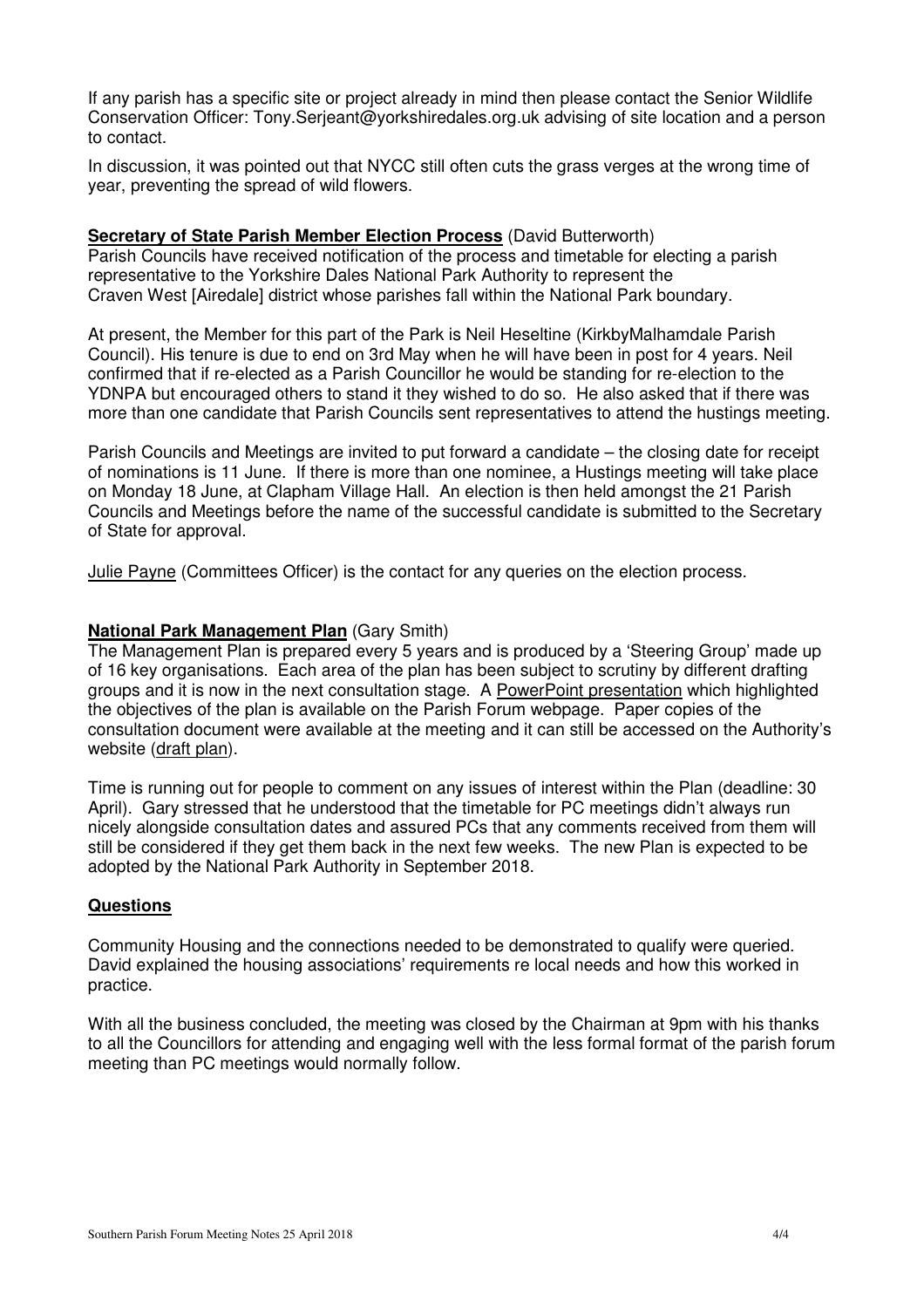If any parish has a specific site or project already in mind then please contact the Senior Wildlife Conservation Officer: Tony.Serjeant@yorkshiredales.org.uk advising of site location and a person to contact.

In discussion, it was pointed out that NYCC still often cuts the grass verges at the wrong time of year, preventing the spread of wild flowers.

**Secretary of State Parish Member Election Process** (David Butterworth)
Parish Councils have received notification of the process and timetable for electing a parish representative to the Yorkshire Dales National Park Authority to represent the Craven West [Airedale] district whose parishes fall within the National Park boundary.

At present, the Member for this part of the Park is Neil Heseltine (KirkbyMalhamdale Parish Council). His tenure is due to end on 3rd May when he will have been in post for 4 years. Neil confirmed that if re-elected as a Parish Councillor he would be standing for re-election to the YDNPA but encouraged others to stand it they wished to do so. He also asked that if there was more than one candidate that Parish Councils sent representatives to attend the hustings meeting.

Parish Councils and Meetings are invited to put forward a candidate – the closing date for receipt of nominations is 11 June. If there is more than one nominee, a Hustings meeting will take place on Monday 18 June, at Clapham Village Hall. An election is then held amongst the 21 Parish Councils and Meetings before the name of the successful candidate is submitted to the Secretary of State for approval.

Julie Payne (Committees Officer) is the contact for any queries on the election process.

**National Park Management Plan** (Gary Smith)
The Management Plan is prepared every 5 years and is produced by a 'Steering Group' made up of 16 key organisations. Each area of the plan has been subject to scrutiny by different drafting groups and it is now in the next consultation stage. A PowerPoint presentation which highlighted the objectives of the plan is available on the Parish Forum webpage. Paper copies of the consultation document were available at the meeting and it can still be accessed on the Authority's website (draft plan).

Time is running out for people to comment on any issues of interest within the Plan (deadline: 30 April). Gary stressed that he understood that the timetable for PC meetings didn't always run nicely alongside consultation dates and assured PCs that any comments received from them will still be considered if they get them back in the next few weeks. The new Plan is expected to be adopted by the National Park Authority in September 2018.

**Questions**

Community Housing and the connections needed to be demonstrated to qualify were queried. David explained the housing associations' requirements re local needs and how this worked in practice.

With all the business concluded, the meeting was closed by the Chairman at 9pm with his thanks to all the Councillors for attending and engaging well with the less formal format of the parish forum meeting than PC meetings would normally follow.